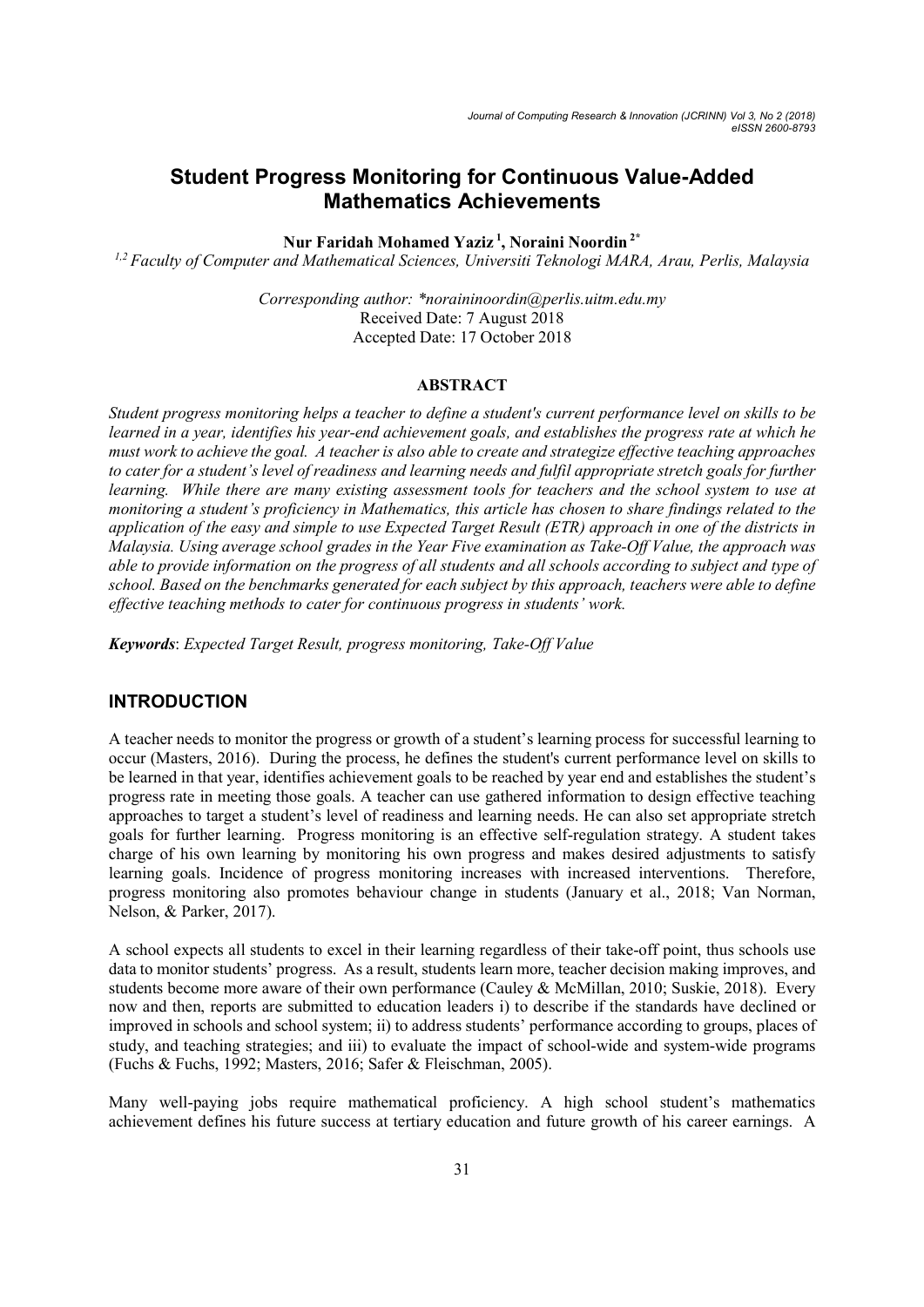# Student Progress Monitoring for Continuous Value-Added Mathematics Achievements

**Nur Faridah Mohamed Yaziz [1], Noraini Noordin [2*]**

*[1,2] Faculty of Computer and Mathematical Sciences, Universiti Teknologi MARA, Arau, Perlis, Malaysia*

*Corresponding author: \*norainincordin@perlis.uitm.edu.my*
Received Date: 7 August 2018
Accepted Date: 17 October 2018

## ABSTRACT

*Student progress monitoring helps a teacher to define a student's current performance level on skills to be learned in a year, identifies his year-end achievement goals, and establishes the progress rate at which he must work to achieve the goal. A teacher is also able to create and strategize effective teaching approaches to cater for a student's level of readiness and learning needs and fulfil appropriate stretch goals for further learning. While there are many existing assessment tools for teachers and the school system to use at monitoring a student's proficiency in Mathematics, this article has chosen to share findings related to the application of the easy and simple to use Expected Target Result (ETR) approach in one of the districts in Malaysia. Using average school grades in the Year Five examination as Take-Off Value, the approach was able to provide information on the progress of all students and all schools according to subject and type of school. Based on the benchmarks generated for each subject by this approach, teachers were able to define effective teaching methods to cater for continuous progress in students' work.*

***Keywords***: *Expected Target Result, progress monitoring, Take-Off Value*

## INTRODUCTION

A teacher needs to monitor the progress or growth of a student's learning process for successful learning to occur (Masters, 2016). During the process, he defines the student's current performance level on skills to be learned in that year, identifies achievement goals to be reached by year end and establishes the student's progress rate in meeting those goals. A teacher can use gathered information to design effective teaching approaches to target a student's level of readiness and learning needs. He can also set appropriate stretch goals for further learning. Progress monitoring is an effective self-regulation strategy. A student takes charge of his own learning by monitoring his own progress and makes desired adjustments to satisfy learning goals. Incidence of progress monitoring increases with increased interventions. Therefore, progress monitoring also promotes behaviour change in students (January et al., 2018; Van Norman, Nelson, & Parker, 2017).

A school expects all students to excel in their learning regardless of their take-off point, thus schools use data to monitor students' progress. As a result, students learn more, teacher decision making improves, and students become more aware of their own performance (Cauley & McMillan, 2010; Suskie, 2018). Every now and then, reports are submitted to education leaders i) to describe if the standards have declined or improved in schools and school system; ii) to address students' performance according to groups, places of study, and teaching strategies; and iii) to evaluate the impact of school-wide and system-wide programs (Fuchs & Fuchs, 1992; Masters, 2016; Safer & Fleischman, 2005).

Many well-paying jobs require mathematical proficiency. A high school student's mathematics achievement defines his future success at tertiary education and future growth of his career earnings. A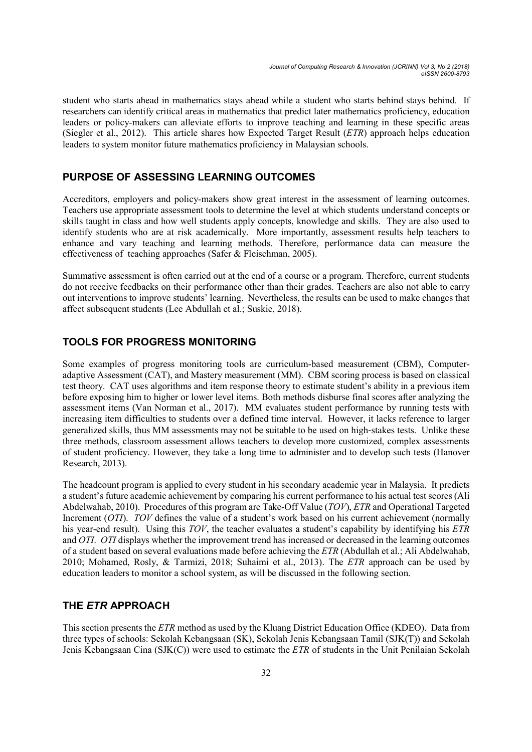student who starts ahead in mathematics stays ahead while a student who starts behind stays behind. If researchers can identify critical areas in mathematics that predict later mathematics proficiency, education leaders or policy-makers can alleviate efforts to improve teaching and learning in these specific areas (Siegler et al., 2012). This article shares how Expected Target Result (*ETR*) approach helps education leaders to system monitor future mathematics proficiency in Malaysian schools.

## PURPOSE OF ASSESSING LEARNING OUTCOMES

Accreditors, employers and policy-makers show great interest in the assessment of learning outcomes. Teachers use appropriate assessment tools to determine the level at which students understand concepts or skills taught in class and how well students apply concepts, knowledge and skills. They are also used to identify students who are at risk academically. More importantly, assessment results help teachers to enhance and vary teaching and learning methods. Therefore, performance data can measure the effectiveness of teaching approaches (Safer & Fleischman, 2005).

Summative assessment is often carried out at the end of a course or a program. Therefore, current students do not receive feedbacks on their performance other than their grades. Teachers are also not able to carry out interventions to improve students' learning. Nevertheless, the results can be used to make changes that affect subsequent students (Lee Abdullah et al.; Suskie, 2018).

## TOOLS FOR PROGRESS MONITORING

Some examples of progress monitoring tools are curriculum-based measurement (CBM), Computer-adaptive Assessment (CAT), and Mastery measurement (MM). CBM scoring process is based on classical test theory. CAT uses algorithms and item response theory to estimate student's ability in a previous item before exposing him to higher or lower level items. Both methods disburse final scores after analyzing the assessment items (Van Norman et al., 2017). MM evaluates student performance by running tests with increasing item difficulties to students over a defined time interval. However, it lacks reference to larger generalized skills, thus MM assessments may not be suitable to be used on high-stakes tests. Unlike these three methods, classroom assessment allows teachers to develop more customized, complex assessments of student proficiency. However, they take a long time to administer and to develop such tests (Hanover Research, 2013).

The headcount program is applied to every student in his secondary academic year in Malaysia. It predicts a student's future academic achievement by comparing his current performance to his actual test scores (Ali Abdelwahab, 2010). Procedures of this program are Take-Off Value (*TOV*), *ETR* and Operational Targeted Increment (*OTI*). *TOV* defines the value of a student's work based on his current achievement (normally his year-end result). Using this *TOV*, the teacher evaluates a student's capability by identifying his *ETR* and *OTI*. *OTI* displays whether the improvement trend has increased or decreased in the learning outcomes of a student based on several evaluations made before achieving the *ETR* (Abdullah et al.; Ali Abdelwahab, 2010; Mohamed, Rosly, & Tarmizi, 2018; Suhaimi et al., 2013). The *ETR* approach can be used by education leaders to monitor a school system, as will be discussed in the following section.

## THE *ETR* APPROACH

This section presents the *ETR* method as used by the Kluang District Education Office (KDEO). Data from three types of schools: Sekolah Kebangsaan (SK), Sekolah Jenis Kebangsaan Tamil (SJK(T)) and Sekolah Jenis Kebangsaan Cina (SJK(C)) were used to estimate the *ETR* of students in the Unit Penilaian Sekolah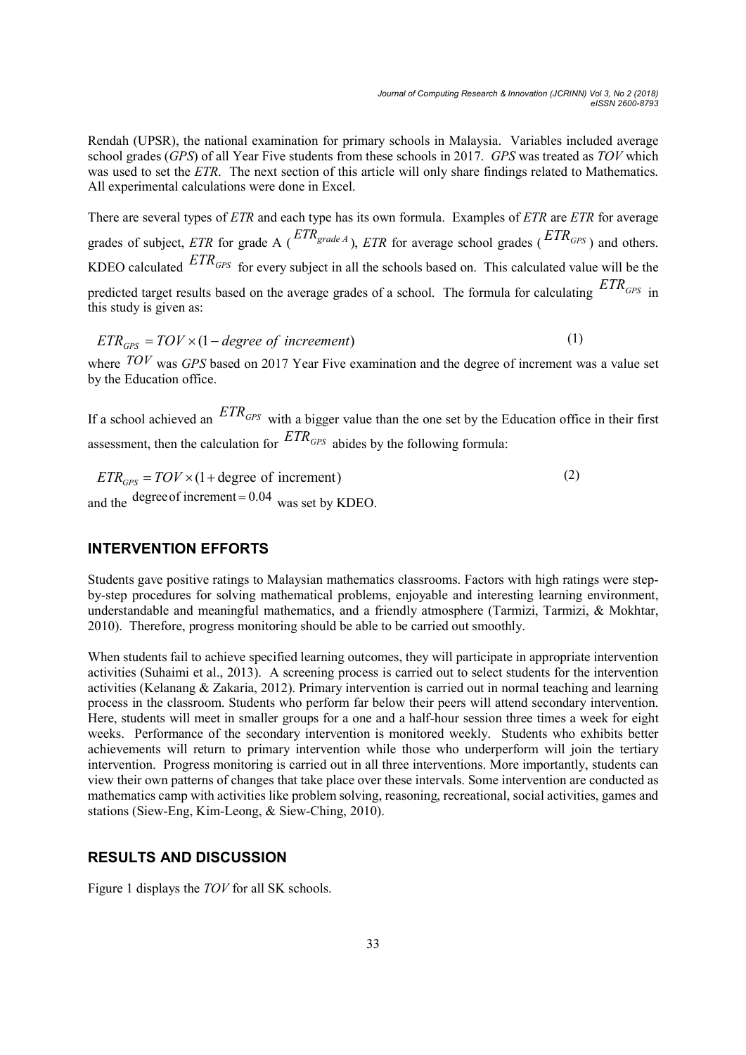Rendah (UPSR), the national examination for primary schools in Malaysia. Variables included average school grades (*GPS*) of all Year Five students from these schools in 2017. *GPS* was treated as *TOV* which was used to set the *ETR*. The next section of this article will only share findings related to Mathematics. All experimental calculations were done in Excel.

There are several types of *ETR* and each type has its own formula. Examples of *ETR* are *ETR* for average grades of subject, *ETR* for grade A ($ETR_{grade\ A}$), *ETR* for average school grades ($ETR_{GPS}$) and others. KDEO calculated $ETR_{GPS}$ for every subject in all the schools based on. This calculated value will be the predicted target results based on the average grades of a school. The formula for calculating $ETR_{GPS}$ in this study is given as:

$$ETR_{GPS} = TOV \times (1 - degree\ of\ increement) \tag{1}$$

where $TOV$ was *GPS* based on 2017 Year Five examination and the degree of increment was a value set by the Education office.

If a school achieved an $ETR_{GPS}$ with a bigger value than the one set by the Education office in their first assessment, then the calculation for $ETR_{GPS}$ abides by the following formula:

$$ETR_{GPS} = TOV \times (1 + \text{degree of increment}) \tag{2}$$

and the $\text{degree of increment} = 0.04$ was set by KDEO.

## INTERVENTION EFFORTS

Students gave positive ratings to Malaysian mathematics classrooms. Factors with high ratings were step-by-step procedures for solving mathematical problems, enjoyable and interesting learning environment, understandable and meaningful mathematics, and a friendly atmosphere (Tarmizi, Tarmizi, & Mokhtar, 2010). Therefore, progress monitoring should be able to be carried out smoothly.

When students fail to achieve specified learning outcomes, they will participate in appropriate intervention activities (Suhaimi et al., 2013). A screening process is carried out to select students for the intervention activities (Kelanang & Zakaria, 2012). Primary intervention is carried out in normal teaching and learning process in the classroom. Students who perform far below their peers will attend secondary intervention. Here, students will meet in smaller groups for a one and a half-hour session three times a week for eight weeks. Performance of the secondary intervention is monitored weekly. Students who exhibits better achievements will return to primary intervention while those who underperform will join the tertiary intervention. Progress monitoring is carried out in all three interventions. More importantly, students can view their own patterns of changes that take place over these intervals. Some intervention are conducted as mathematics camp with activities like problem solving, reasoning, recreational, social activities, games and stations (Siew-Eng, Kim-Leong, & Siew-Ching, 2010).

## RESULTS AND DISCUSSION

Figure 1 displays the *TOV* for all SK schools.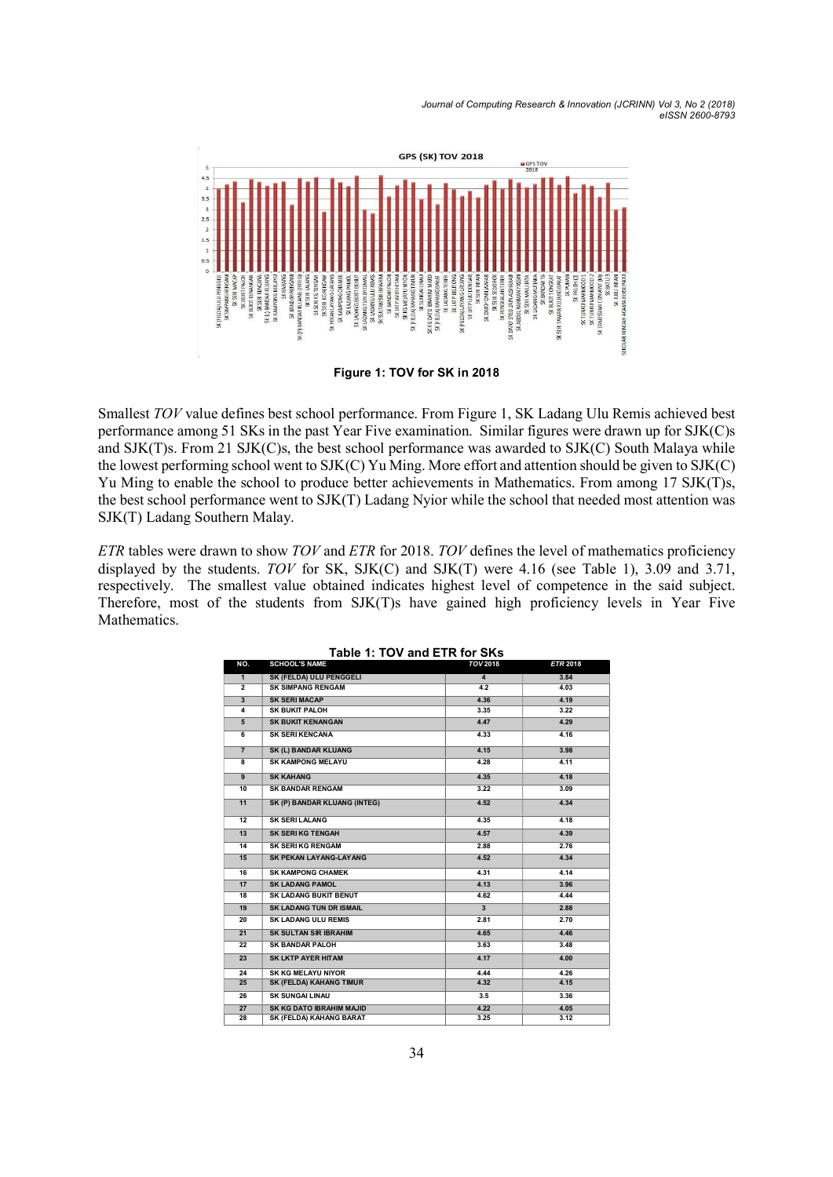GPS (SK) TOV 2018

GPS TOV 2018

5
4.5
4
3.5
3
2.5
2
1.5
1
0.5
0

**Figure 1: TOV for SK in 2018**

Smallest *TOV* value defines best school performance. From Figure 1, SK Ladang Ulu Remis achieved best performance among 51 SKs in the past Year Five examination. Similar figures were drawn up for SJK(C)s and SJK(T)s. From 21 SJK(C)s, the best school performance was awarded to SJK(C) South Malaya while the lowest performing school went to SJK(C) Yu Ming. More effort and attention should be given to SJK(C) Yu Ming to enable the school to produce better achievements in Mathematics. From among 17 SJK(T)s, the best school performance went to SJK(T) Ladang Nyior while the school that needed most attention was SJK(T) Ladang Southern Malay.

*ETR* tables were drawn to show *TOV* and *ETR* for 2018. *TOV* defines the level of mathematics proficiency displayed by the students. *TOV* for SK, SJK(C) and SJK(T) were 4.16 (see Table 1), 3.09 and 3.71, respectively. The smallest value obtained indicates highest level of competence in the said subject. Therefore, most of the students from SJK(T)s have gained high proficiency levels in Year Five Mathematics.

**Table 1: TOV and ETR for SKs**

| NO. | SCHOOL'S NAME | *TOV* 2018 | *ETR* 2018 |
|---|---|---|---|
| 1 | SK (FELDA) ULU PENGGELI | 4 | 3.84 |
| 2 | SK SIMPANG RENGAM | 4.2 | 4.03 |
| 3 | SK SERI MACAP | 4.36 | 4.19 |
| 4 | SK BUKIT PALOH | 3.35 | 3.22 |
| 5 | SK BUKIT KENANGAN | 4.47 | 4.29 |
| 6 | SK SERI KENCANA | 4.33 | 4.16 |
| 7 | SK (L) BANDAR KLUANG | 4.15 | 3.98 |
| 8 | SK KAMPONG MELAYU | 4.28 | 4.11 |
| 9 | SK KAHANG | 4.35 | 4.18 |
| 10 | SK BANDAR RENGAM | 3.22 | 3.09 |
| 11 | SK (P) BANDAR KLUANG (INTEG) | 4.52 | 4.34 |
| 12 | SK SERI LALANG | 4.35 | 4.18 |
| 13 | SK SERI KG TENGAH | 4.57 | 4.39 |
| 14 | SK SERI KG RENGAM | 2.88 | 2.76 |
| 15 | SK PEKAN LAYANG-LAYANG | 4.52 | 4.34 |
| 16 | SK KAMPONG CHAMEK | 4.31 | 4.14 |
| 17 | SK LADANG PAMOL | 4.13 | 3.96 |
| 18 | SK LADANG BUKIT BENUT | 4.62 | 4.44 |
| 19 | SK LADANG TUN DR ISMAIL | 3 | 2.88 |
| 20 | SK LADANG ULU REMIS | 2.81 | 2.70 |
| 21 | SK SULTAN SIR IBRAHIM | 4.65 | 4.46 |
| 22 | SK BANDAR PALOH | 3.63 | 3.48 |
| 23 | SK LKTP AYER HITAM | 4.17 | 4.00 |
| 24 | SK KG MELAYU NIYOR | 4.44 | 4.26 |
| 25 | SK (FELDA) KAHANG TIMUR | 4.32 | 4.15 |
| 26 | SK SUNGAI LINAU | 3.5 | 3.36 |
| 27 | SK KG DATO IBRAHIM MAJID | 4.22 | 4.05 |
| 28 | SK (FELDA) KAHANG BARAT | 3.25 | 3.12 |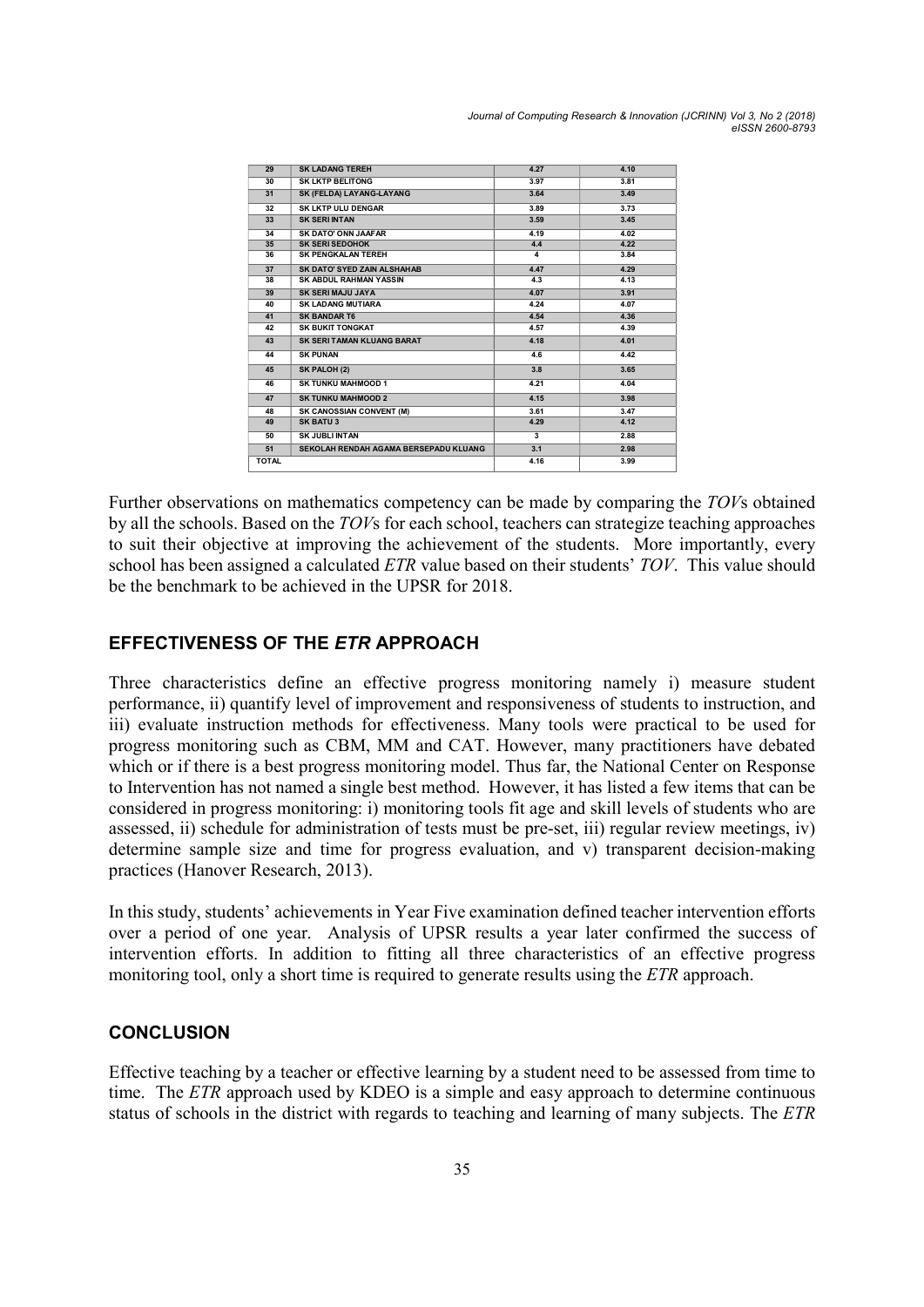| | | | |
|---|---|---|---|
| 29 | SK LADANG TEREH | 4.27 | 4.10 |
| 30 | SK LKTP BELITONG | 3.97 | 3.81 |
| 31 | SK (FELDA) LAYANG-LAYANG | 3.64 | 3.49 |
| 32 | SK LKTP ULU DENGAR | 3.89 | 3.73 |
| 33 | SK SERI INTAN | 3.59 | 3.45 |
| 34 | SK DATO' ONN JAAFAR | 4.19 | 4.02 |
| 35 | SK SERI SEDOHOK | 4.4 | 4.22 |
| 36 | SK PENGKALAN TEREH | 4 | 3.84 |
| 37 | SK DATO' SYED ZAIN ALSHAHAB | 4.47 | 4.29 |
| 38 | SK ABDUL RAHMAN YASSIN | 4.3 | 4.13 |
| 39 | SK SERI MAJU JAYA | 4.07 | 3.91 |
| 40 | SK LADANG MUTIARA | 4.24 | 4.07 |
| 41 | SK BANDAR T6 | 4.54 | 4.36 |
| 42 | SK BUKIT TONGKAT | 4.57 | 4.39 |
| 43 | SK SERI TAMAN KLUANG BARAT | 4.18 | 4.01 |
| 44 | SK PUNAN | 4.6 | 4.42 |
| 45 | SK PALOH (2) | 3.8 | 3.65 |
| 46 | SK TUNKU MAHMOOD 1 | 4.21 | 4.04 |
| 47 | SK TUNKU MAHMOOD 2 | 4.15 | 3.98 |
| 48 | SK CANOSSIAN CONVENT (M) | 3.61 | 3.47 |
| 49 | SK BATU 3 | 4.29 | 4.12 |
| 50 | SK JUBLI INTAN | 3 | 2.88 |
| 51 | SEKOLAH RENDAH AGAMA BERSEPADU KLUANG | 3.1 | 2.98 |
| TOTAL | | 4.16 | 3.99 |

Further observations on mathematics competency can be made by comparing the *TOV*s obtained by all the schools. Based on the *TOV*s for each school, teachers can strategize teaching approaches to suit their objective at improving the achievement of the students. More importantly, every school has been assigned a calculated *ETR* value based on their students' *TOV*. This value should be the benchmark to be achieved in the UPSR for 2018.

## EFFECTIVENESS OF THE *ETR* APPROACH

Three characteristics define an effective progress monitoring namely i) measure student performance, ii) quantify level of improvement and responsiveness of students to instruction, and iii) evaluate instruction methods for effectiveness. Many tools were practical to be used for progress monitoring such as CBM, MM and CAT. However, many practitioners have debated which or if there is a best progress monitoring model. Thus far, the National Center on Response to Intervention has not named a single best method. However, it has listed a few items that can be considered in progress monitoring: i) monitoring tools fit age and skill levels of students who are assessed, ii) schedule for administration of tests must be pre-set, iii) regular review meetings, iv) determine sample size and time for progress evaluation, and v) transparent decision-making practices (Hanover Research, 2013).

In this study, students' achievements in Year Five examination defined teacher intervention efforts over a period of one year. Analysis of UPSR results a year later confirmed the success of intervention efforts. In addition to fitting all three characteristics of an effective progress monitoring tool, only a short time is required to generate results using the *ETR* approach.

## CONCLUSION

Effective teaching by a teacher or effective learning by a student need to be assessed from time to time. The *ETR* approach used by KDEO is a simple and easy approach to determine continuous status of schools in the district with regards to teaching and learning of many subjects. The *ETR*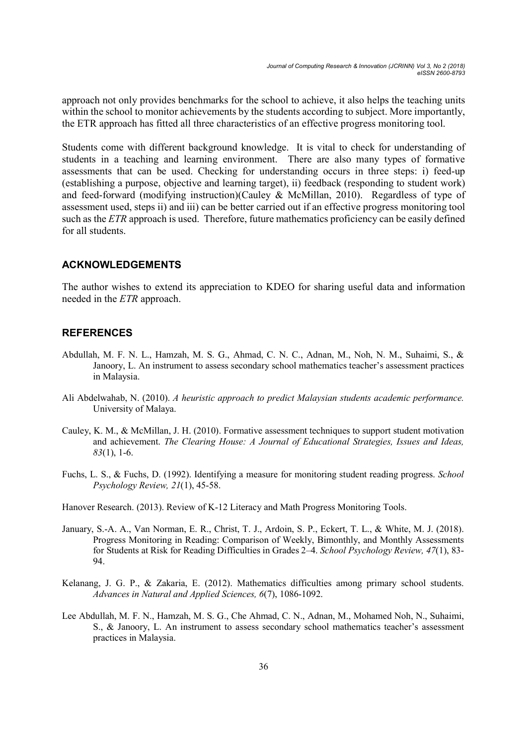approach not only provides benchmarks for the school to achieve, it also helps the teaching units within the school to monitor achievements by the students according to subject. More importantly, the ETR approach has fitted all three characteristics of an effective progress monitoring tool.

Students come with different background knowledge. It is vital to check for understanding of students in a teaching and learning environment. There are also many types of formative assessments that can be used. Checking for understanding occurs in three steps: i) feed-up (establishing a purpose, objective and learning target), ii) feedback (responding to student work) and feed-forward (modifying instruction)(Cauley & McMillan, 2010). Regardless of type of assessment used, steps ii) and iii) can be better carried out if an effective progress monitoring tool such as the *ETR* approach is used. Therefore, future mathematics proficiency can be easily defined for all students.

## ACKNOWLEDGEMENTS

The author wishes to extend its appreciation to KDEO for sharing useful data and information needed in the *ETR* approach.

## REFERENCES

Abdullah, M. F. N. L., Hamzah, M. S. G., Ahmad, C. N. C., Adnan, M., Noh, N. M., Suhaimi, S., & Janoory, L. An instrument to assess secondary school mathematics teacher's assessment practices in Malaysia.

Ali Abdelwahab, N. (2010). *A heuristic approach to predict Malaysian students academic performance.* University of Malaya.

Cauley, K. M., & McMillan, J. H. (2010). Formative assessment techniques to support student motivation and achievement. *The Clearing House: A Journal of Educational Strategies, Issues and Ideas, 83*(1), 1-6.

Fuchs, L. S., & Fuchs, D. (1992). Identifying a measure for monitoring student reading progress. *School Psychology Review, 21*(1), 45-58.

Hanover Research. (2013). Review of K-12 Literacy and Math Progress Monitoring Tools.

January, S.-A. A., Van Norman, E. R., Christ, T. J., Ardoin, S. P., Eckert, T. L., & White, M. J. (2018). Progress Monitoring in Reading: Comparison of Weekly, Bimonthly, and Monthly Assessments for Students at Risk for Reading Difficulties in Grades 2–4. *School Psychology Review, 47*(1), 83-94.

Kelanang, J. G. P., & Zakaria, E. (2012). Mathematics difficulties among primary school students. *Advances in Natural and Applied Sciences, 6*(7), 1086-1092.

Lee Abdullah, M. F. N., Hamzah, M. S. G., Che Ahmad, C. N., Adnan, M., Mohamed Noh, N., Suhaimi, S., & Janoory, L. An instrument to assess secondary school mathematics teacher's assessment practices in Malaysia.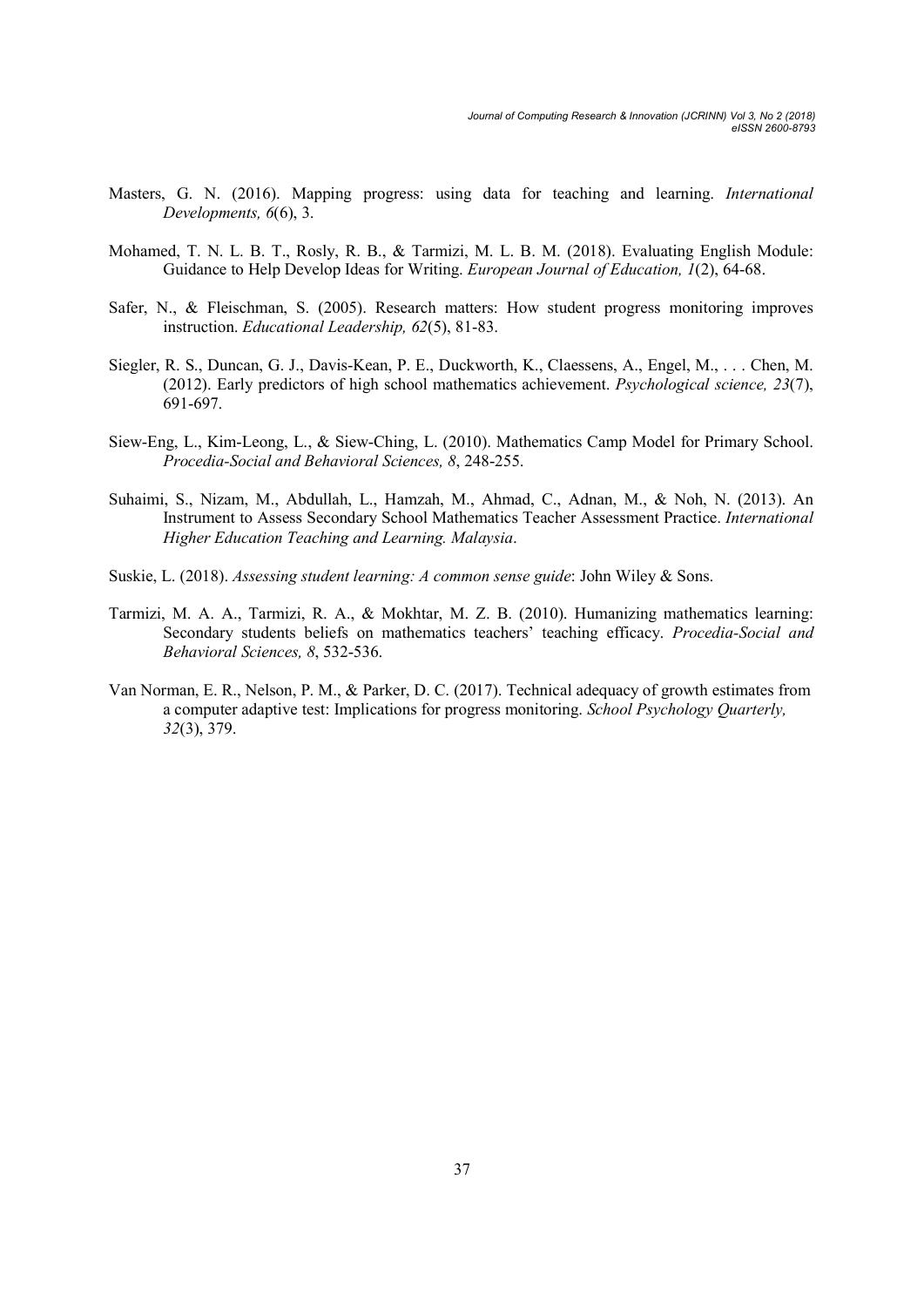Masters, G. N. (2016). Mapping progress: using data for teaching and learning. *International Developments, 6*(6), 3.

Mohamed, T. N. L. B. T., Rosly, R. B., & Tarmizi, M. L. B. M. (2018). Evaluating English Module: Guidance to Help Develop Ideas for Writing. *European Journal of Education, 1*(2), 64-68.

Safer, N., & Fleischman, S. (2005). Research matters: How student progress monitoring improves instruction. *Educational Leadership, 62*(5), 81-83.

Siegler, R. S., Duncan, G. J., Davis-Kean, P. E., Duckworth, K., Claessens, A., Engel, M., . . . Chen, M. (2012). Early predictors of high school mathematics achievement. *Psychological science, 23*(7), 691-697.

Siew-Eng, L., Kim-Leong, L., & Siew-Ching, L. (2010). Mathematics Camp Model for Primary School. *Procedia-Social and Behavioral Sciences, 8*, 248-255.

Suhaimi, S., Nizam, M., Abdullah, L., Hamzah, M., Ahmad, C., Adnan, M., & Noh, N. (2013). An Instrument to Assess Secondary School Mathematics Teacher Assessment Practice. *International Higher Education Teaching and Learning. Malaysia*.

Suskie, L. (2018). *Assessing student learning: A common sense guide*: John Wiley & Sons.

Tarmizi, M. A. A., Tarmizi, R. A., & Mokhtar, M. Z. B. (2010). Humanizing mathematics learning: Secondary students beliefs on mathematics teachers' teaching efficacy. *Procedia-Social and Behavioral Sciences, 8*, 532-536.

Van Norman, E. R., Nelson, P. M., & Parker, D. C. (2017). Technical adequacy of growth estimates from a computer adaptive test: Implications for progress monitoring. *School Psychology Quarterly, 32*(3), 379.